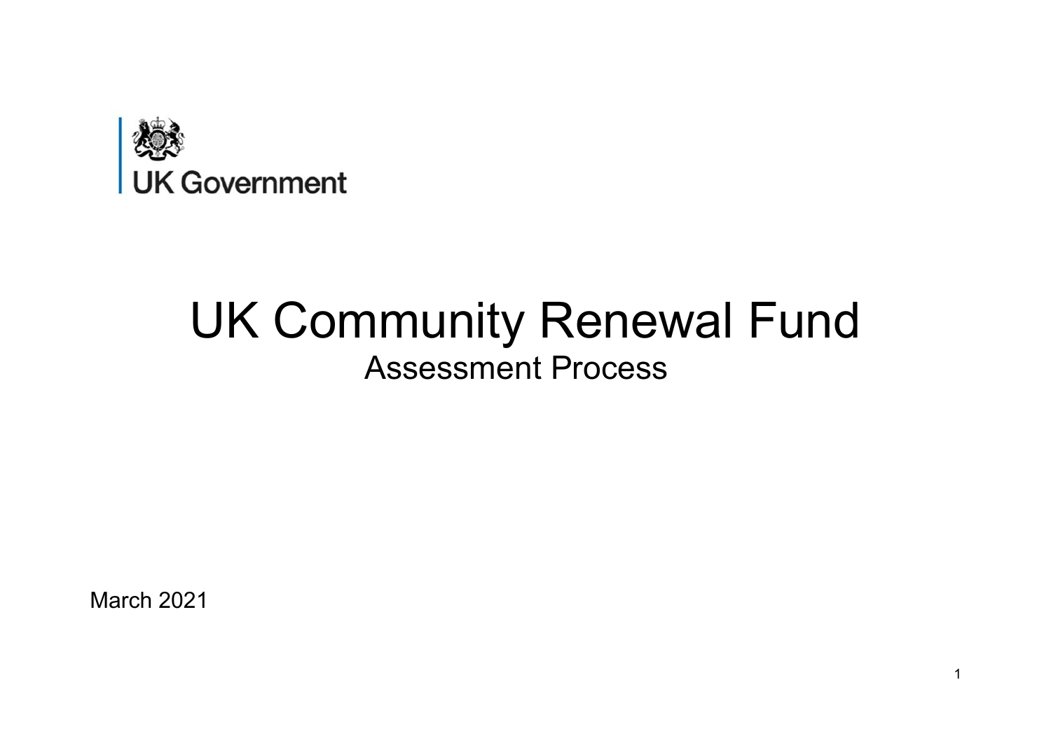UK Government

# UK Community Renewal Fund

## Assessment Process

March 2021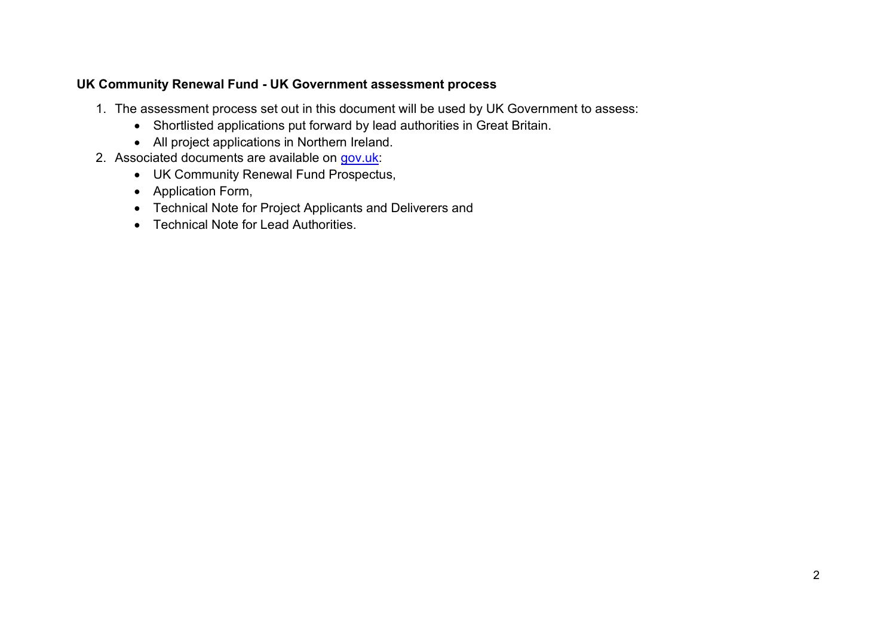**UK Community Renewal Fund - UK Government assessment process**

1. The assessment process set out in this document will be used by UK Government to assess:
    - Shortlisted applications put forward by lead authorities in Great Britain.
    - All project applications in Northern Ireland.
2. Associated documents are available on [gov.uk](https://www.gov.uk):
    - UK Community Renewal Fund Prospectus,
    - Application Form,
    - Technical Note for Project Applicants and Deliverers and
    - Technical Note for Lead Authorities.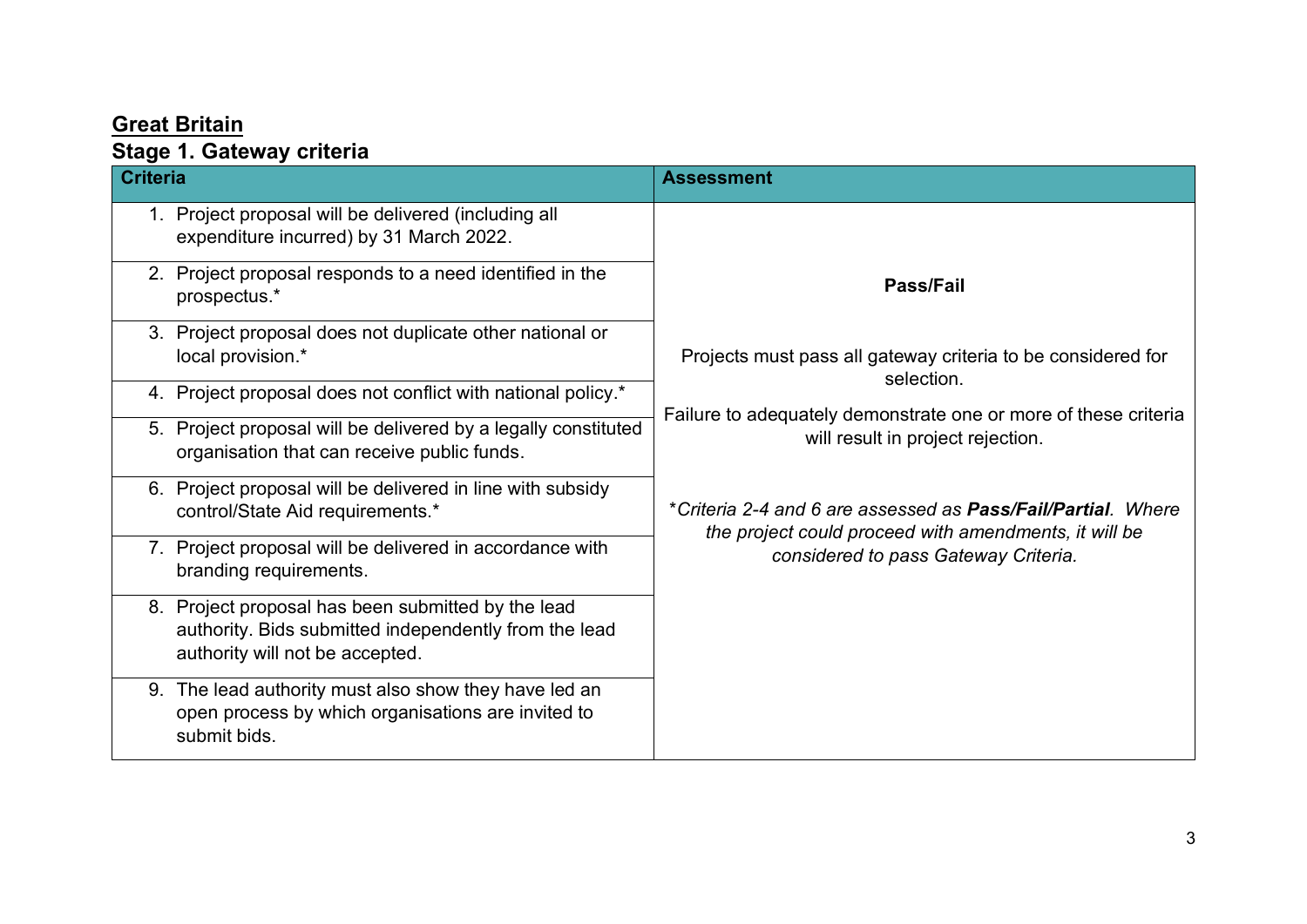## Great Britain

### Stage 1. Gateway criteria

| Criteria | Assessment |
|---|---|
| 1. Project proposal will be delivered (including all expenditure incurred) by 31 March 2022. | **Pass/Fail**<br><br>Projects must pass all gateway criteria to be considered for selection.<br><br>Failure to adequately demonstrate one or more of these criteria will result in project rejection.<br><br>*\*Criteria 2-4 and 6 are assessed as **Pass/Fail/Partial**. Where the project could proceed with amendments, it will be considered to pass Gateway Criteria.* |
| 2. Project proposal responds to a need identified in the prospectus.* | |
| 3. Project proposal does not duplicate other national or local provision.* | |
| 4. Project proposal does not conflict with national policy.* | |
| 5. Project proposal will be delivered by a legally constituted organisation that can receive public funds. | |
| 6. Project proposal will be delivered in line with subsidy control/State Aid requirements.* | |
| 7. Project proposal will be delivered in accordance with branding requirements. | |
| 8. Project proposal has been submitted by the lead authority. Bids submitted independently from the lead authority will not be accepted. | |
| 9. The lead authority must also show they have led an open process by which organisations are invited to submit bids. | |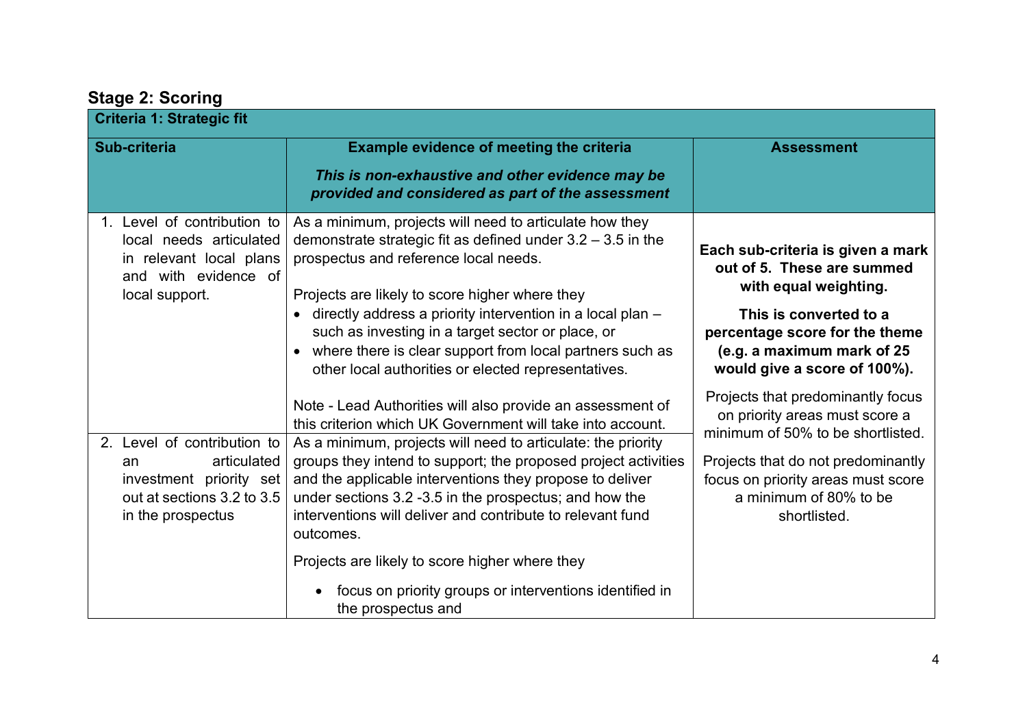## Stage 2: Scoring

| Criteria 1: Strategic fit | | |
|---|---|---|
| **Sub-criteria** | **Example evidence of meeting the criteria**<br><br>***This is non-exhaustive and other evidence may be provided and considered as part of the assessment*** | **Assessment** |
| 1. Level of contribution to local needs articulated in relevant local plans and with evidence of local support. | As a minimum, projects will need to articulate how they demonstrate strategic fit as defined under 3.2 – 3.5 in the prospectus and reference local needs.<br><br>Projects are likely to score higher where they<br>• directly address a priority intervention in a local plan – such as investing in a target sector or place, or<br>• where there is clear support from local partners such as other local authorities or elected representatives.<br><br>Note - Lead Authorities will also provide an assessment of this criterion which UK Government will take into account. | **Each sub-criteria is given a mark out of 5. These are summed with equal weighting.**<br><br>**This is converted to a percentage score for the theme (e.g. a maximum mark of 25 would give a score of 100%).**<br><br>Projects that predominantly focus on priority areas must score a minimum of 50% to be shortlisted.<br><br>Projects that do not predominantly focus on priority areas must score a minimum of 80% to be shortlisted. |
| 2. Level of contribution to an articulated investment priority set out at sections 3.2 to 3.5 in the prospectus | As a minimum, projects will need to articulate: the priority groups they intend to support; the proposed project activities and the applicable interventions they propose to deliver under sections 3.2 -3.5 in the prospectus; and how the interventions will deliver and contribute to relevant fund outcomes.<br><br>Projects are likely to score higher where they<br>• focus on priority groups or interventions identified in the prospectus and | |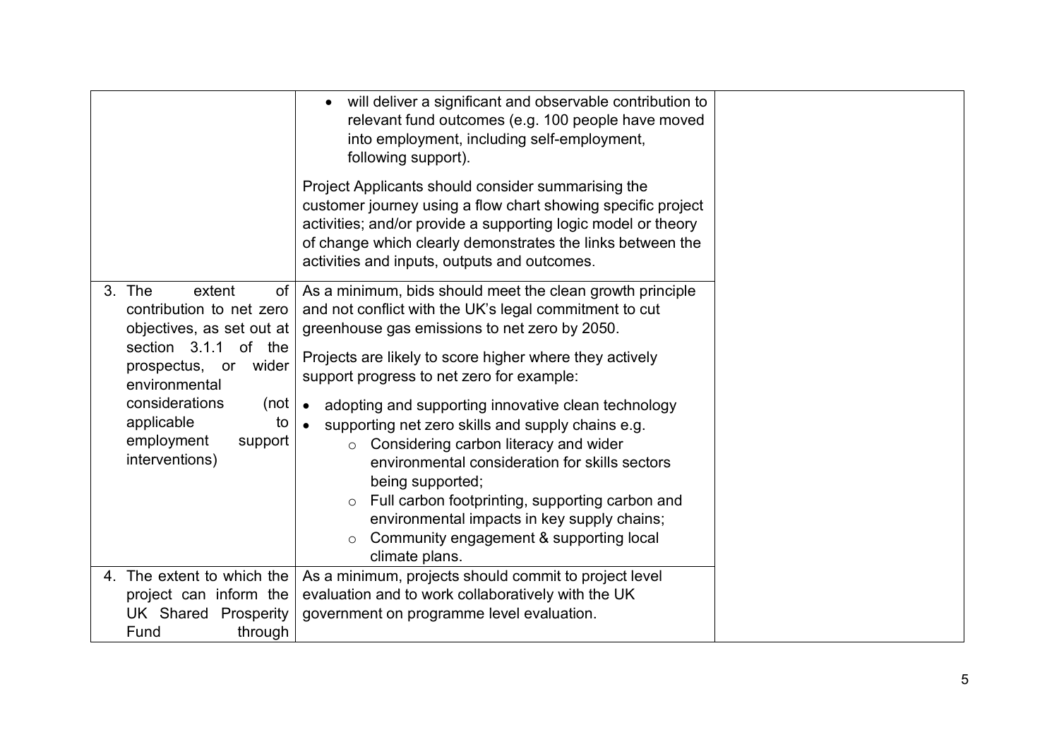| | | |
|---|---|---|
| | • will deliver a significant and observable contribution to relevant fund outcomes (e.g. 100 people have moved into employment, including self-employment, following support).<br><br>Project Applicants should consider summarising the customer journey using a flow chart showing specific project activities; and/or provide a supporting logic model or theory of change which clearly demonstrates the links between the activities and inputs, outputs and outcomes. | |
| 3. The extent of contribution to net zero objectives, as set out at section 3.1.1 of the prospectus, or wider environmental considerations (not applicable to employment support interventions) | As a minimum, bids should meet the clean growth principle and not conflict with the UK's legal commitment to cut greenhouse gas emissions to net zero by 2050.<br><br>Projects are likely to score higher where they actively support progress to net zero for example:<br><br>• adopting and supporting innovative clean technology<br>• supporting net zero skills and supply chains e.g.<br>&nbsp;&nbsp;&nbsp;&nbsp;○ Considering carbon literacy and wider environmental consideration for skills sectors being supported;<br>&nbsp;&nbsp;&nbsp;&nbsp;○ Full carbon footprinting, supporting carbon and environmental impacts in key supply chains;<br>&nbsp;&nbsp;&nbsp;&nbsp;○ Community engagement & supporting local climate plans. | |
| 4. The extent to which the project can inform the UK Shared Prosperity Fund through | As a minimum, projects should commit to project level evaluation and to work collaboratively with the UK government on programme level evaluation. | |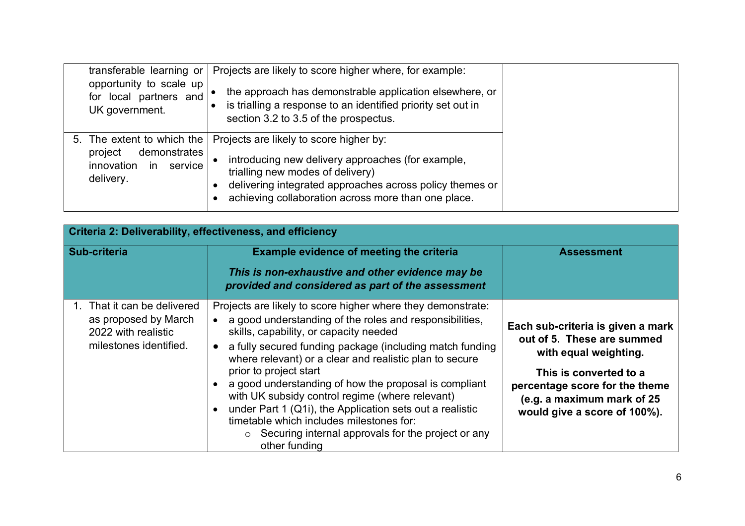| | | |
|---|---|---|
| transferable learning or opportunity to scale up for local partners and UK government. | Projects are likely to score higher where, for example:<br>• the approach has demonstrable application elsewhere, or<br>• is trialling a response to an identified priority set out in section 3.2 to 3.5 of the prospectus. | |
| 5. The extent to which the project demonstrates innovation in service delivery. | Projects are likely to score higher by:<br>• introducing new delivery approaches (for example, trialling new modes of delivery)<br>• delivering integrated approaches across policy themes or<br>• achieving collaboration across more than one place. | |

| **Criteria 2: Deliverability, effectiveness, and efficiency** | | |
|---|---|---|
| **Sub-criteria** | **Example evidence of meeting the criteria**<br>***This is non-exhaustive and other evidence may be provided and considered as part of the assessment*** | **Assessment** |
| 1. That it can be delivered as proposed by March 2022 with realistic milestones identified. | Projects are likely to score higher where they demonstrate:<br>• a good understanding of the roles and responsibilities, skills, capability, or capacity needed<br>• a fully secured funding package (including match funding where relevant) or a clear and realistic plan to secure prior to project start<br>• a good understanding of how the proposal is compliant with UK subsidy control regime (where relevant)<br>• under Part 1 (Q1i), the Application sets out a realistic timetable which includes milestones for:<br>&nbsp;&nbsp;&nbsp;&nbsp;○ Securing internal approvals for the project or any other funding | **Each sub-criteria is given a mark out of 5. These are summed with equal weighting.**<br>**This is converted to a percentage score for the theme (e.g. a maximum mark of 25 would give a score of 100%).** |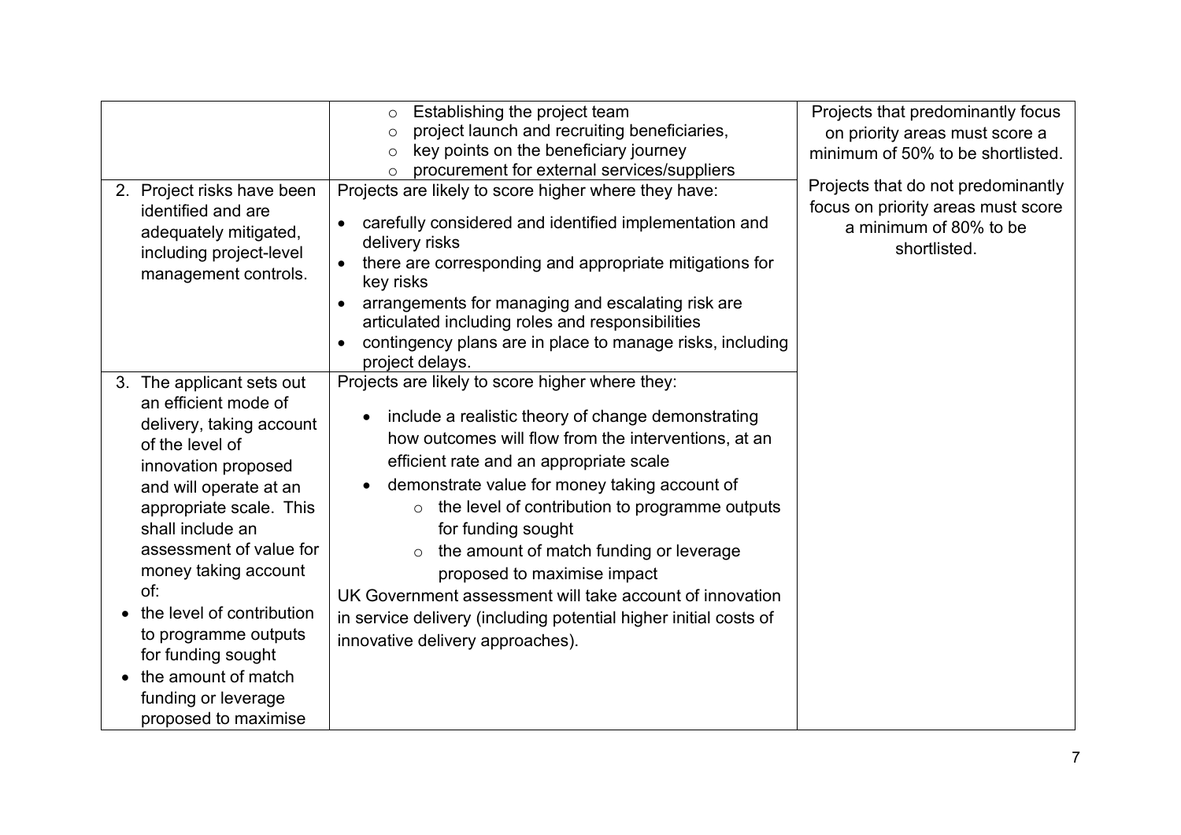| | | |
|---|---|---|
| | ○ Establishing the project team<br>○ project launch and recruiting beneficiaries,<br>○ key points on the beneficiary journey<br>○ procurement for external services/suppliers | Projects that predominantly focus on priority areas must score a minimum of 50% to be shortlisted.<br><br>Projects that do not predominantly focus on priority areas must score a minimum of 80% to be shortlisted. |
| 2. Project risks have been identified and are adequately mitigated, including project-level management controls. | Projects are likely to score higher where they have:<br>• carefully considered and identified implementation and delivery risks<br>• there are corresponding and appropriate mitigations for key risks<br>• arrangements for managing and escalating risk are articulated including roles and responsibilities<br>• contingency plans are in place to manage risks, including project delays. | |
| 3. The applicant sets out an efficient mode of delivery, taking account of the level of innovation proposed and will operate at an appropriate scale. This shall include an assessment of value for money taking account of:<br>• the level of contribution to programme outputs for funding sought<br>• the amount of match funding or leverage proposed to maximise | Projects are likely to score higher where they:<br>• include a realistic theory of change demonstrating how outcomes will flow from the interventions, at an efficient rate and an appropriate scale<br>• demonstrate value for money taking account of<br>○ the level of contribution to programme outputs for funding sought<br>○ the amount of match funding or leverage proposed to maximise impact<br>UK Government assessment will take account of innovation in service delivery (including potential higher initial costs of innovative delivery approaches). | |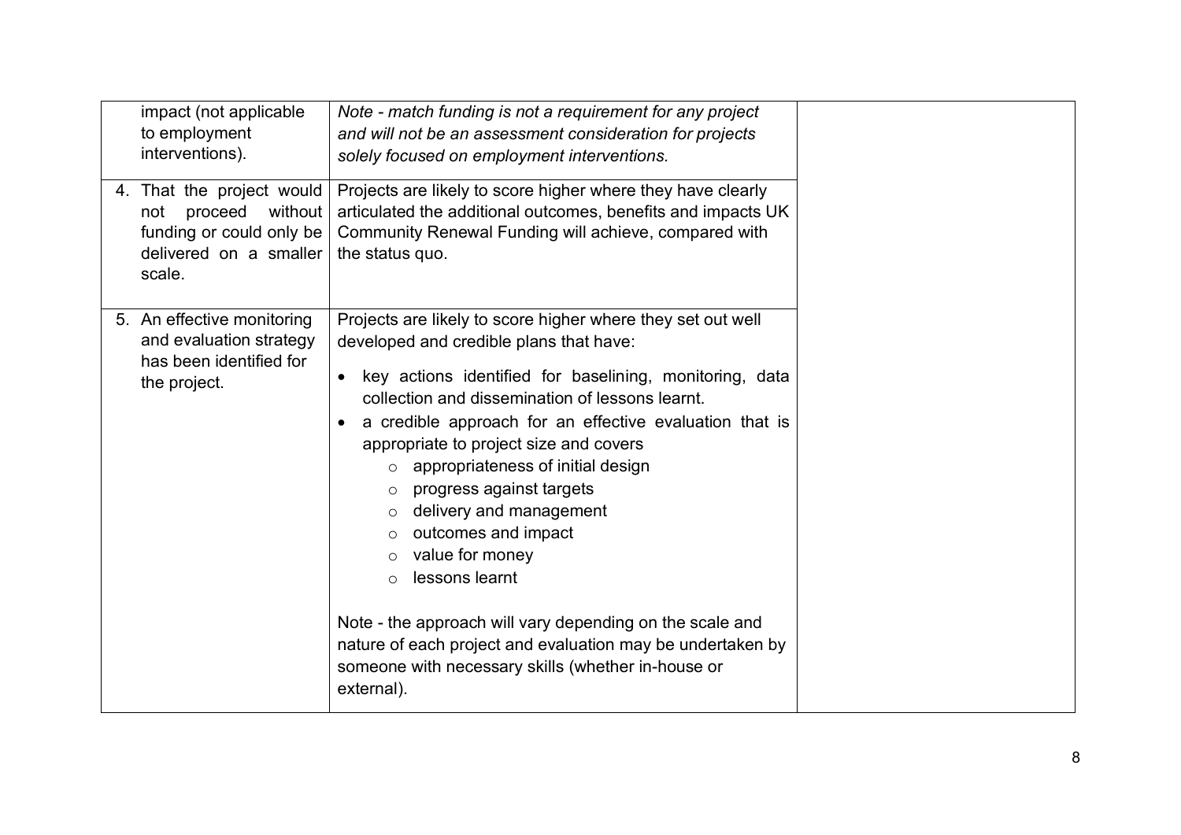| | | |
|---|---|---|
| impact (not applicable to employment interventions). | *Note - match funding is not a requirement for any project and will not be an assessment consideration for projects solely focused on employment interventions.* | |
| 4. That the project would not proceed without funding or could only be delivered on a smaller scale. | Projects are likely to score higher where they have clearly articulated the additional outcomes, benefits and impacts UK Community Renewal Funding will achieve, compared with the status quo. | |
| 5. An effective monitoring and evaluation strategy has been identified for the project. | Projects are likely to score higher where they set out well developed and credible plans that have:<br>• key actions identified for baselining, monitoring, data collection and dissemination of lessons learnt.<br>• a credible approach for an effective evaluation that is appropriate to project size and covers<br>  ○ appropriateness of initial design<br>  ○ progress against targets<br>  ○ delivery and management<br>  ○ outcomes and impact<br>  ○ value for money<br>  ○ lessons learnt<br><br>Note - the approach will vary depending on the scale and nature of each project and evaluation may be undertaken by someone with necessary skills (whether in-house or external). | |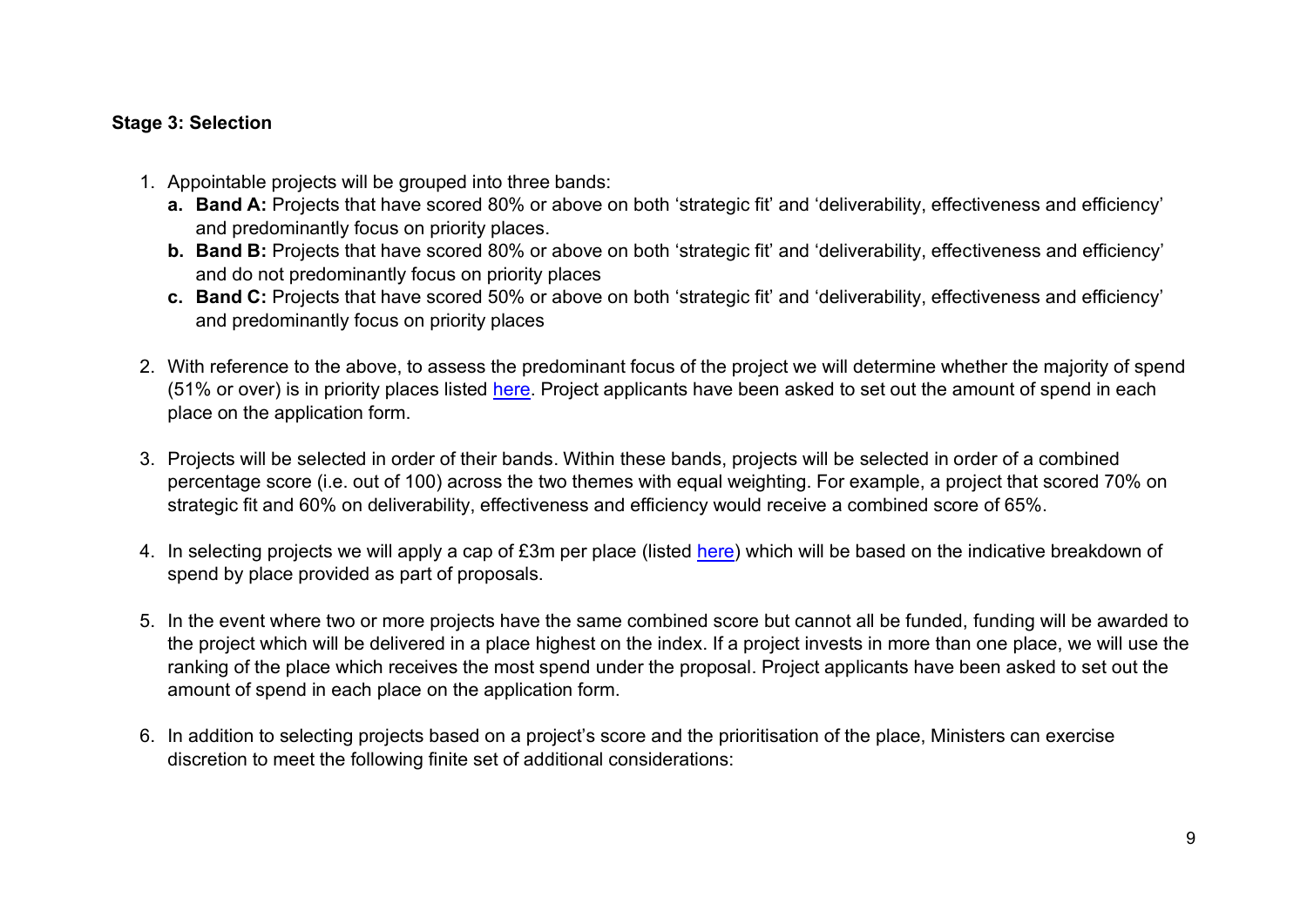**Stage 3: Selection**

1. Appointable projects will be grouped into three bands:
   a. **Band A:** Projects that have scored 80% or above on both 'strategic fit' and 'deliverability, effectiveness and efficiency' and predominantly focus on priority places.
   b. **Band B:** Projects that have scored 80% or above on both 'strategic fit' and 'deliverability, effectiveness and efficiency' and do not predominantly focus on priority places
   c. **Band C:** Projects that have scored 50% or above on both 'strategic fit' and 'deliverability, effectiveness and efficiency' and predominantly focus on priority places

2. With reference to the above, to assess the predominant focus of the project we will determine whether the majority of spend (51% or over) is in priority places listed here. Project applicants have been asked to set out the amount of spend in each place on the application form.

3. Projects will be selected in order of their bands. Within these bands, projects will be selected in order of a combined percentage score (i.e. out of 100) across the two themes with equal weighting. For example, a project that scored 70% on strategic fit and 60% on deliverability, effectiveness and efficiency would receive a combined score of 65%.

4. In selecting projects we will apply a cap of £3m per place (listed here) which will be based on the indicative breakdown of spend by place provided as part of proposals.

5. In the event where two or more projects have the same combined score but cannot all be funded, funding will be awarded to the project which will be delivered in a place highest on the index. If a project invests in more than one place, we will use the ranking of the place which receives the most spend under the proposal. Project applicants have been asked to set out the amount of spend in each place on the application form.

6. In addition to selecting projects based on a project's score and the prioritisation of the place, Ministers can exercise discretion to meet the following finite set of additional considerations: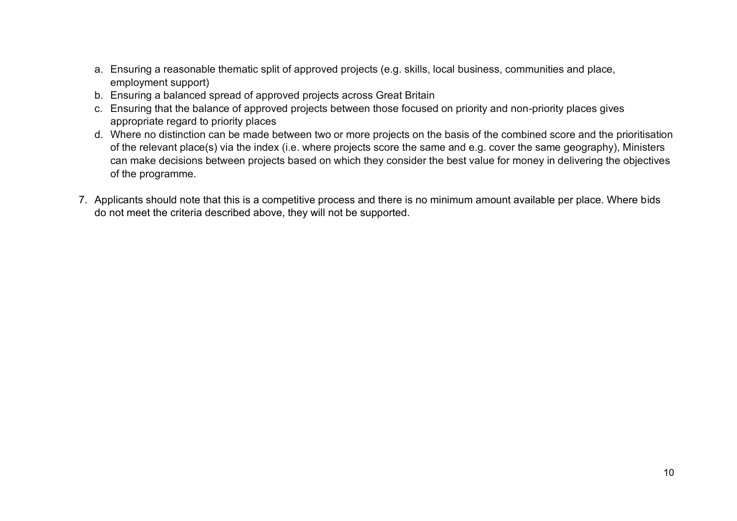a. Ensuring a reasonable thematic split of approved projects (e.g. skills, local business, communities and place, employment support)
   b. Ensuring a balanced spread of approved projects across Great Britain
   c. Ensuring that the balance of approved projects between those focused on priority and non-priority places gives appropriate regard to priority places
   d. Where no distinction can be made between two or more projects on the basis of the combined score and the prioritisation of the relevant place(s) via the index (i.e. where projects score the same and e.g. cover the same geography), Ministers can make decisions between projects based on which they consider the best value for money in delivering the objectives of the programme.

7. Applicants should note that this is a competitive process and there is no minimum amount available per place. Where bids do not meet the criteria described above, they will not be supported.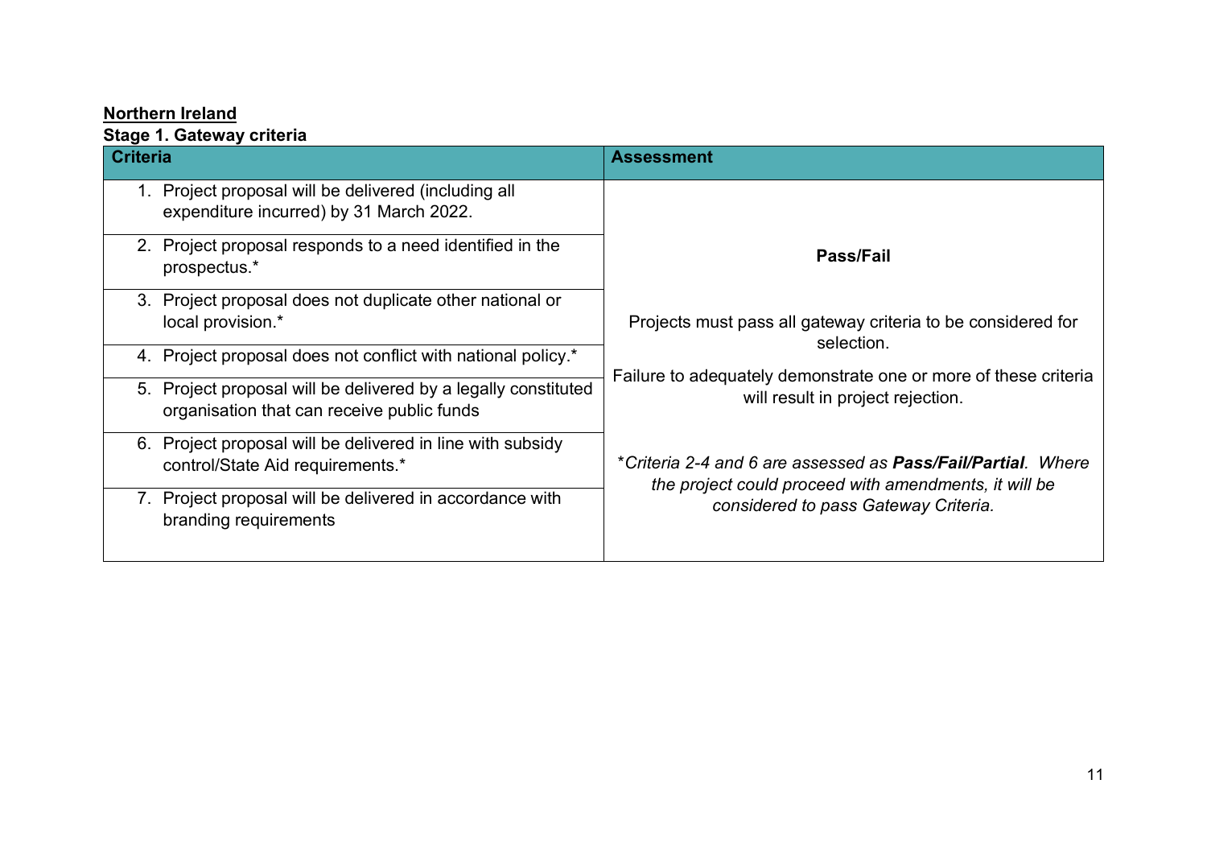**Northern Ireland**

**Stage 1. Gateway criteria**

| Criteria | Assessment |
| --- | --- |
| 1. Project proposal will be delivered (including all expenditure incurred) by 31 March 2022. | **Pass/Fail**<br><br>Projects must pass all gateway criteria to be considered for selection.<br><br>Failure to adequately demonstrate one or more of these criteria will result in project rejection.<br><br>*\*Criteria 2-4 and 6 are assessed as **Pass/Fail/Partial**. Where the project could proceed with amendments, it will be considered to pass Gateway Criteria.* |
| 2. Project proposal responds to a need identified in the prospectus.* | |
| 3. Project proposal does not duplicate other national or local provision.* | |
| 4. Project proposal does not conflict with national policy.* | |
| 5. Project proposal will be delivered by a legally constituted organisation that can receive public funds | |
| 6. Project proposal will be delivered in line with subsidy control/State Aid requirements.* | |
| 7. Project proposal will be delivered in accordance with branding requirements | |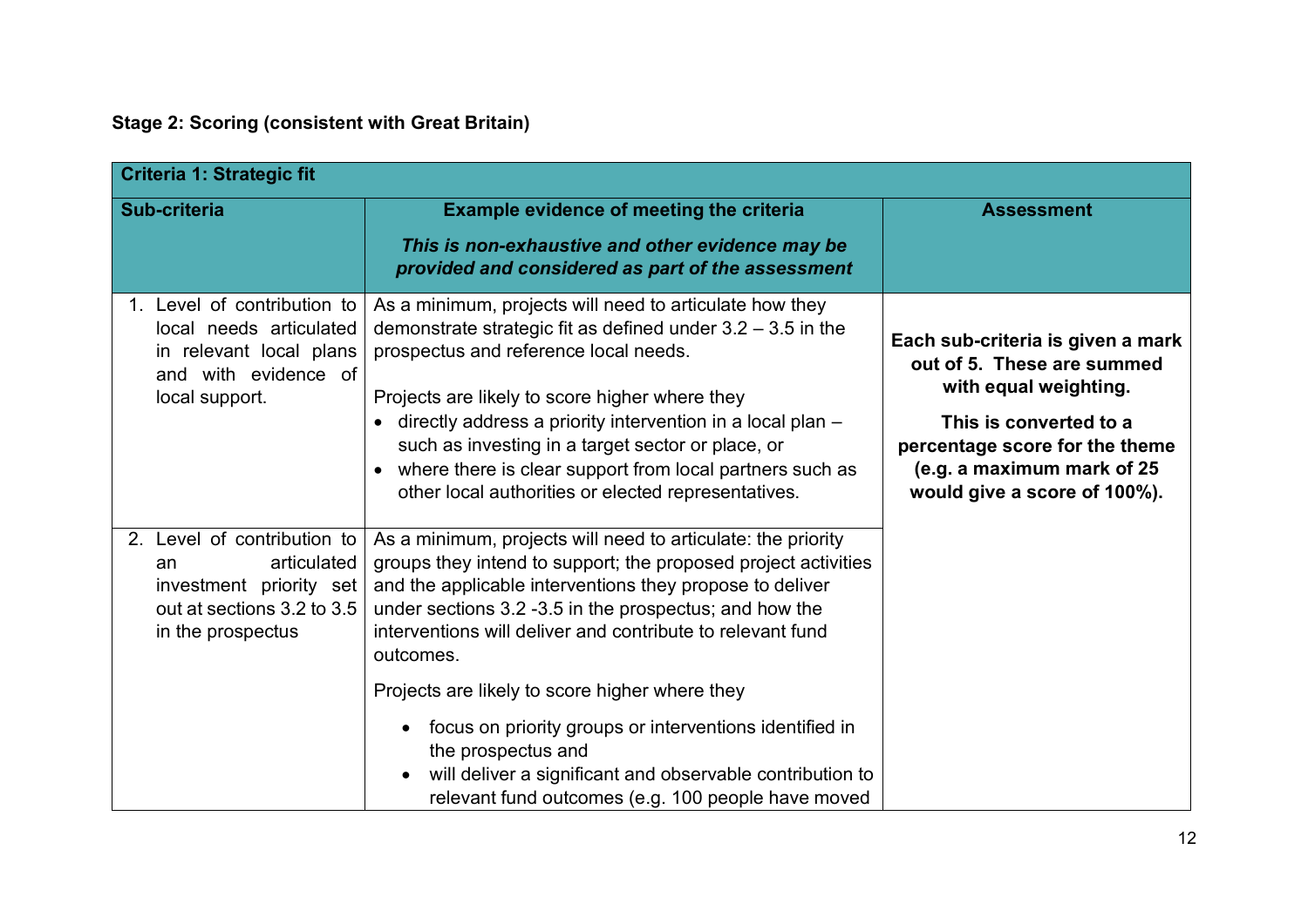**Stage 2: Scoring (consistent with Great Britain)**

| Criteria 1: Strategic fit | | |
|---|---|---|
| **Sub-criteria** | **Example evidence of meeting the criteria** <br><br> ***This is non-exhaustive and other evidence may be provided and considered as part of the assessment*** | **Assessment** |
| 1. Level of contribution to local needs articulated in relevant local plans and with evidence of local support. | As a minimum, projects will need to articulate how they demonstrate strategic fit as defined under 3.2 – 3.5 in the prospectus and reference local needs. <br><br> Projects are likely to score higher where they <br> • directly address a priority intervention in a local plan – such as investing in a target sector or place, or <br> • where there is clear support from local partners such as other local authorities or elected representatives. | **Each sub-criteria is given a mark out of 5. These are summed with equal weighting.** <br><br> **This is converted to a percentage score for the theme (e.g. a maximum mark of 25 would give a score of 100%).** |
| 2. Level of contribution to an articulated investment priority set out at sections 3.2 to 3.5 in the prospectus | As a minimum, projects will need to articulate: the priority groups they intend to support; the proposed project activities and the applicable interventions they propose to deliver under sections 3.2 -3.5 in the prospectus; and how the interventions will deliver and contribute to relevant fund outcomes. <br><br> Projects are likely to score higher where they <br> • focus on priority groups or interventions identified in the prospectus and <br> • will deliver a significant and observable contribution to relevant fund outcomes (e.g. 100 people have moved | |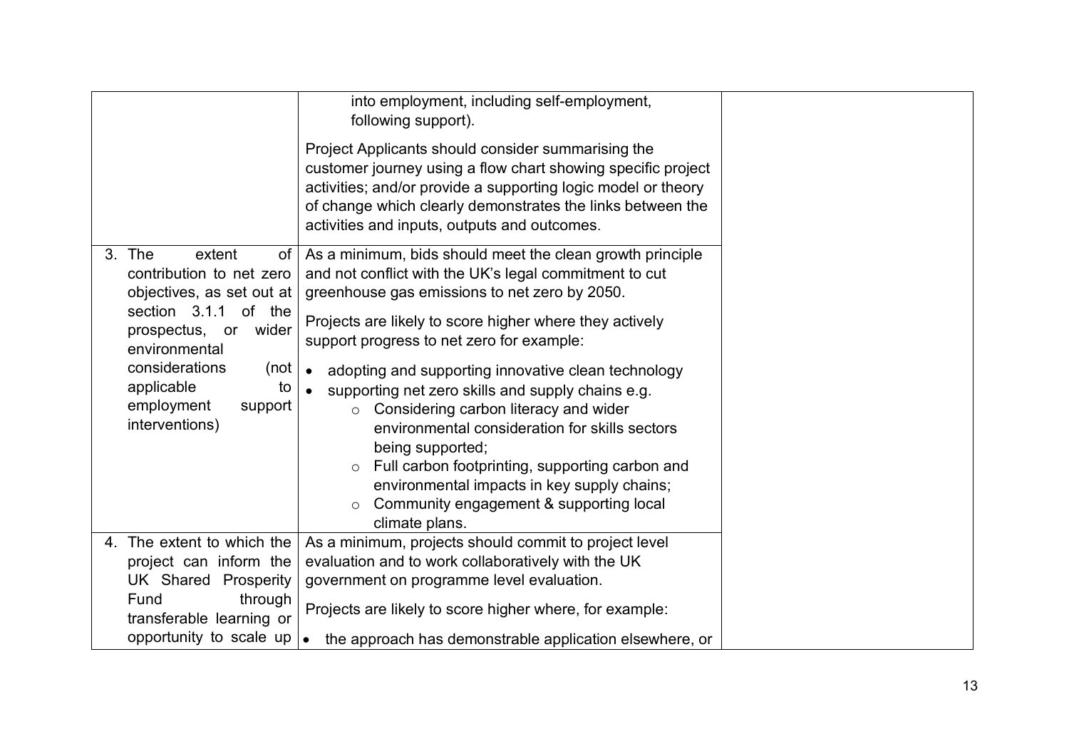| | | |
|---|---|---|
| | into employment, including self-employment, following support).<br><br>Project Applicants should consider summarising the customer journey using a flow chart showing specific project activities; and/or provide a supporting logic model or theory of change which clearly demonstrates the links between the activities and inputs, outputs and outcomes. | |
| 3. The extent of contribution to net zero objectives, as set out at section 3.1.1 of the prospectus, or wider environmental considerations (not applicable to employment support interventions) | As a minimum, bids should meet the clean growth principle and not conflict with the UK's legal commitment to cut greenhouse gas emissions to net zero by 2050.<br><br>Projects are likely to score higher where they actively support progress to net zero for example:<br><br>• adopting and supporting innovative clean technology<br>• supporting net zero skills and supply chains e.g.<br>  ○ Considering carbon literacy and wider environmental consideration for skills sectors being supported;<br>  ○ Full carbon footprinting, supporting carbon and environmental impacts in key supply chains;<br>  ○ Community engagement & supporting local climate plans. | |
| 4. The extent to which the project can inform the UK Shared Prosperity Fund through transferable learning or opportunity to scale up | As a minimum, projects should commit to project level evaluation and to work collaboratively with the UK government on programme level evaluation.<br><br>Projects are likely to score higher where, for example:<br><br>• the approach has demonstrable application elsewhere, or | |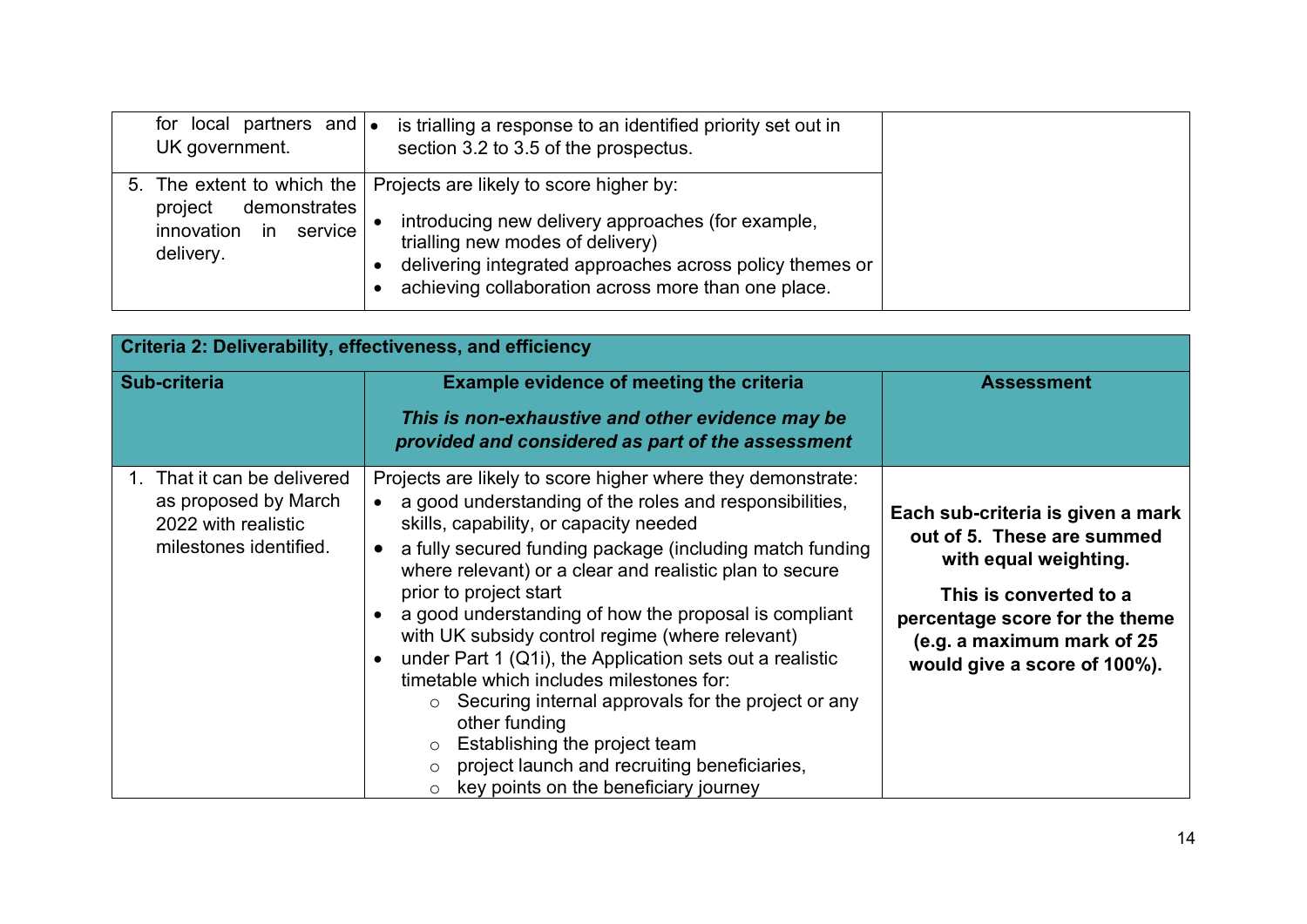| | | |
|---|---|---|
| for local partners and UK government. | <ul><li>is trialling a response to an identified priority set out in section 3.2 to 3.5 of the prospectus.</li></ul> | |
| 5. The extent to which the project demonstrates innovation in service delivery. | Projects are likely to score higher by:<ul><li>introducing new delivery approaches (for example, trialling new modes of delivery)</li><li>delivering integrated approaches across policy themes or</li><li>achieving collaboration across more than one place.</li></ul> | |

| **Criteria 2: Deliverability, effectiveness, and efficiency** | | |
|---|---|---|
| **Sub-criteria** | **Example evidence of meeting the criteria**<br><br>***This is non-exhaustive and other evidence may be provided and considered as part of the assessment*** | **Assessment** |
| 1. That it can be delivered as proposed by March 2022 with realistic milestones identified. | Projects are likely to score higher where they demonstrate:<ul><li>a good understanding of the roles and responsibilities, skills, capability, or capacity needed</li><li>a fully secured funding package (including match funding where relevant) or a clear and realistic plan to secure prior to project start</li><li>a good understanding of how the proposal is compliant with UK subsidy control regime (where relevant)</li><li>under Part 1 (Q1i), the Application sets out a realistic timetable which includes milestones for:<ul><li>Securing internal approvals for the project or any other funding</li><li>Establishing the project team</li><li>project launch and recruiting beneficiaries,</li><li>key points on the beneficiary journey</li></ul></li></ul> | **Each sub-criteria is given a mark out of 5. These are summed with equal weighting.**<br><br>**This is converted to a percentage score for the theme (e.g. a maximum mark of 25 would give a score of 100%).** |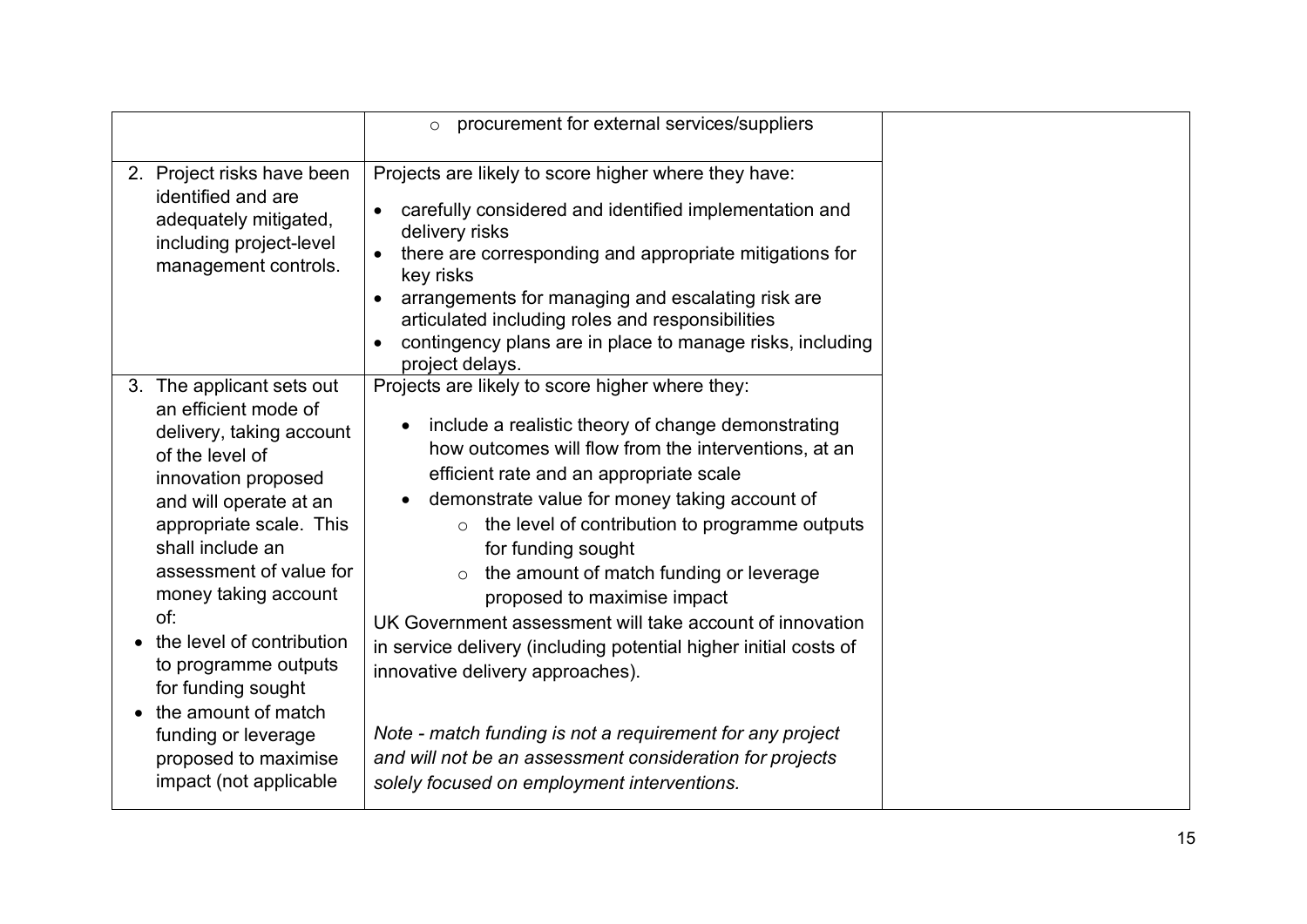| | | |
|---|---|---|
| | ○ procurement for external services/suppliers | |
| 2. Project risks have been identified and are adequately mitigated, including project-level management controls. | Projects are likely to score higher where they have:<br>• carefully considered and identified implementation and delivery risks<br>• there are corresponding and appropriate mitigations for key risks<br>• arrangements for managing and escalating risk are articulated including roles and responsibilities<br>• contingency plans are in place to manage risks, including project delays. | |
| 3. The applicant sets out an efficient mode of delivery, taking account of the level of innovation proposed and will operate at an appropriate scale. This shall include an assessment of value for money taking account of:<br>• the level of contribution to programme outputs for funding sought<br>• the amount of match funding or leverage proposed to maximise impact (not applicable | Projects are likely to score higher where they:<br>• include a realistic theory of change demonstrating how outcomes will flow from the interventions, at an efficient rate and an appropriate scale<br>• demonstrate value for money taking account of<br>  ○ the level of contribution to programme outputs for funding sought<br>  ○ the amount of match funding or leverage proposed to maximise impact<br>UK Government assessment will take account of innovation in service delivery (including potential higher initial costs of innovative delivery approaches).<br><br>*Note - match funding is not a requirement for any project and will not be an assessment consideration for projects solely focused on employment interventions.* | |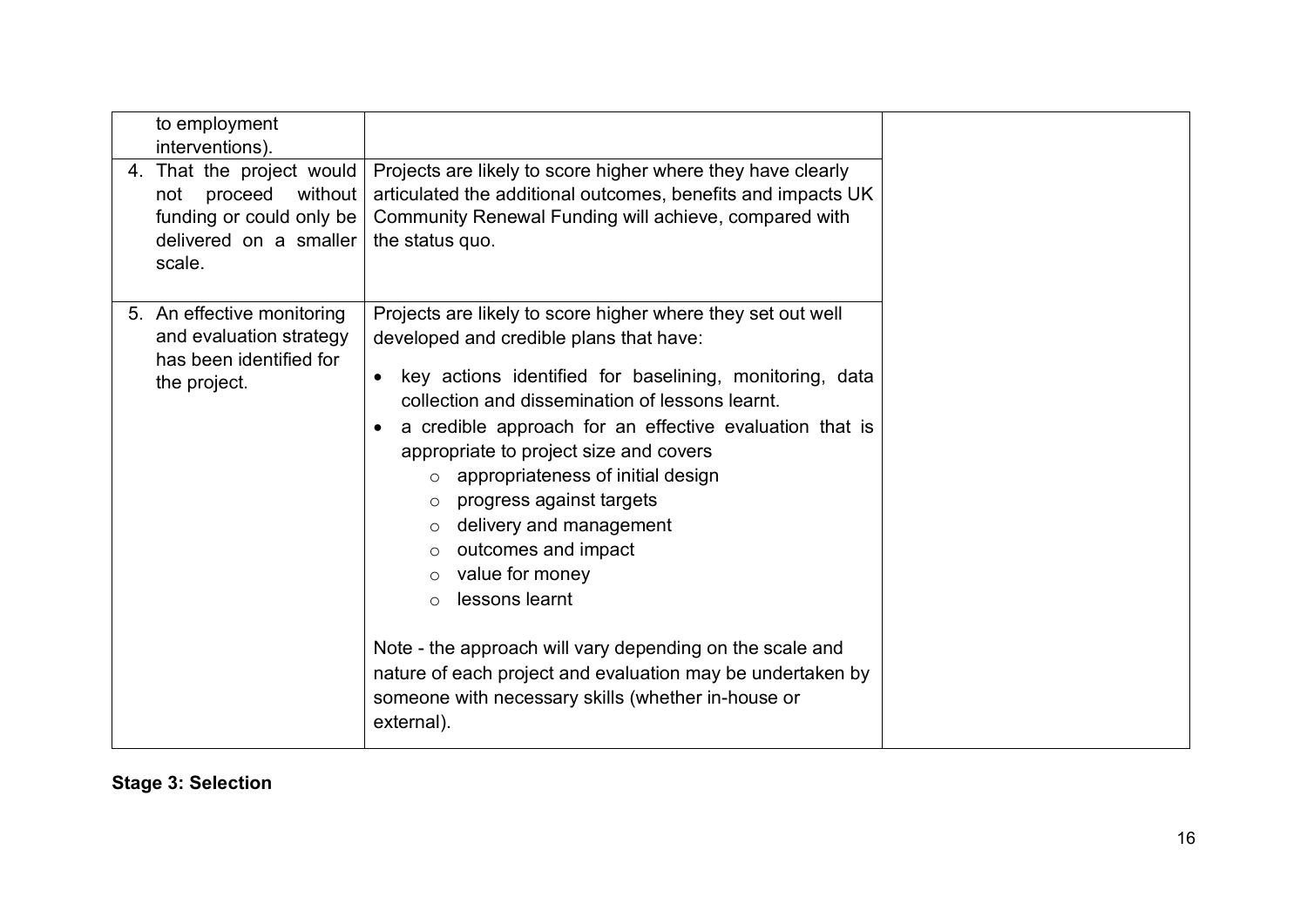| | | |
|---|---|---|
| to employment interventions). | | |
| 4. That the project would not proceed without funding or could only be delivered on a smaller scale. | Projects are likely to score higher where they have clearly articulated the additional outcomes, benefits and impacts UK Community Renewal Funding will achieve, compared with the status quo. | |
| 5. An effective monitoring and evaluation strategy has been identified for the project. | Projects are likely to score higher where they set out well developed and credible plans that have:<br><br>• key actions identified for baselining, monitoring, data collection and dissemination of lessons learnt.<br>• a credible approach for an effective evaluation that is appropriate to project size and covers<br>  ○ appropriateness of initial design<br>  ○ progress against targets<br>  ○ delivery and management<br>  ○ outcomes and impact<br>  ○ value for money<br>  ○ lessons learnt<br><br>Note - the approach will vary depending on the scale and nature of each project and evaluation may be undertaken by someone with necessary skills (whether in-house or external). | |

**Stage 3: Selection**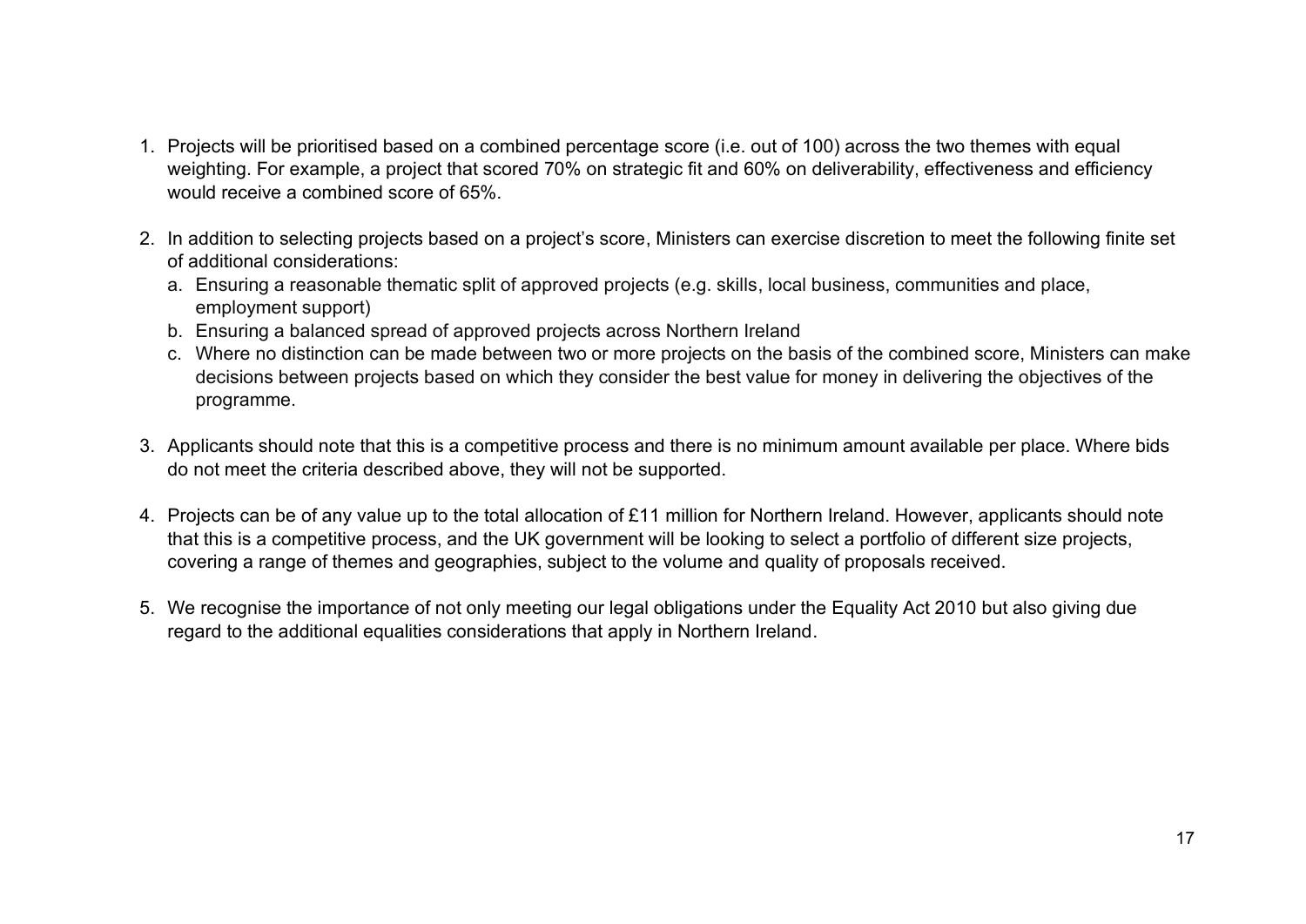1. Projects will be prioritised based on a combined percentage score (i.e. out of 100) across the two themes with equal weighting. For example, a project that scored 70% on strategic fit and 60% on deliverability, effectiveness and efficiency would receive a combined score of 65%.

2. In addition to selecting projects based on a project's score, Ministers can exercise discretion to meet the following finite set of additional considerations:
   a. Ensuring a reasonable thematic split of approved projects (e.g. skills, local business, communities and place, employment support)
   b. Ensuring a balanced spread of approved projects across Northern Ireland
   c. Where no distinction can be made between two or more projects on the basis of the combined score, Ministers can make decisions between projects based on which they consider the best value for money in delivering the objectives of the programme.

3. Applicants should note that this is a competitive process and there is no minimum amount available per place. Where bids do not meet the criteria described above, they will not be supported.

4. Projects can be of any value up to the total allocation of £11 million for Northern Ireland. However, applicants should note that this is a competitive process, and the UK government will be looking to select a portfolio of different size projects, covering a range of themes and geographies, subject to the volume and quality of proposals received.

5. We recognise the importance of not only meeting our legal obligations under the Equality Act 2010 but also giving due regard to the additional equalities considerations that apply in Northern Ireland.